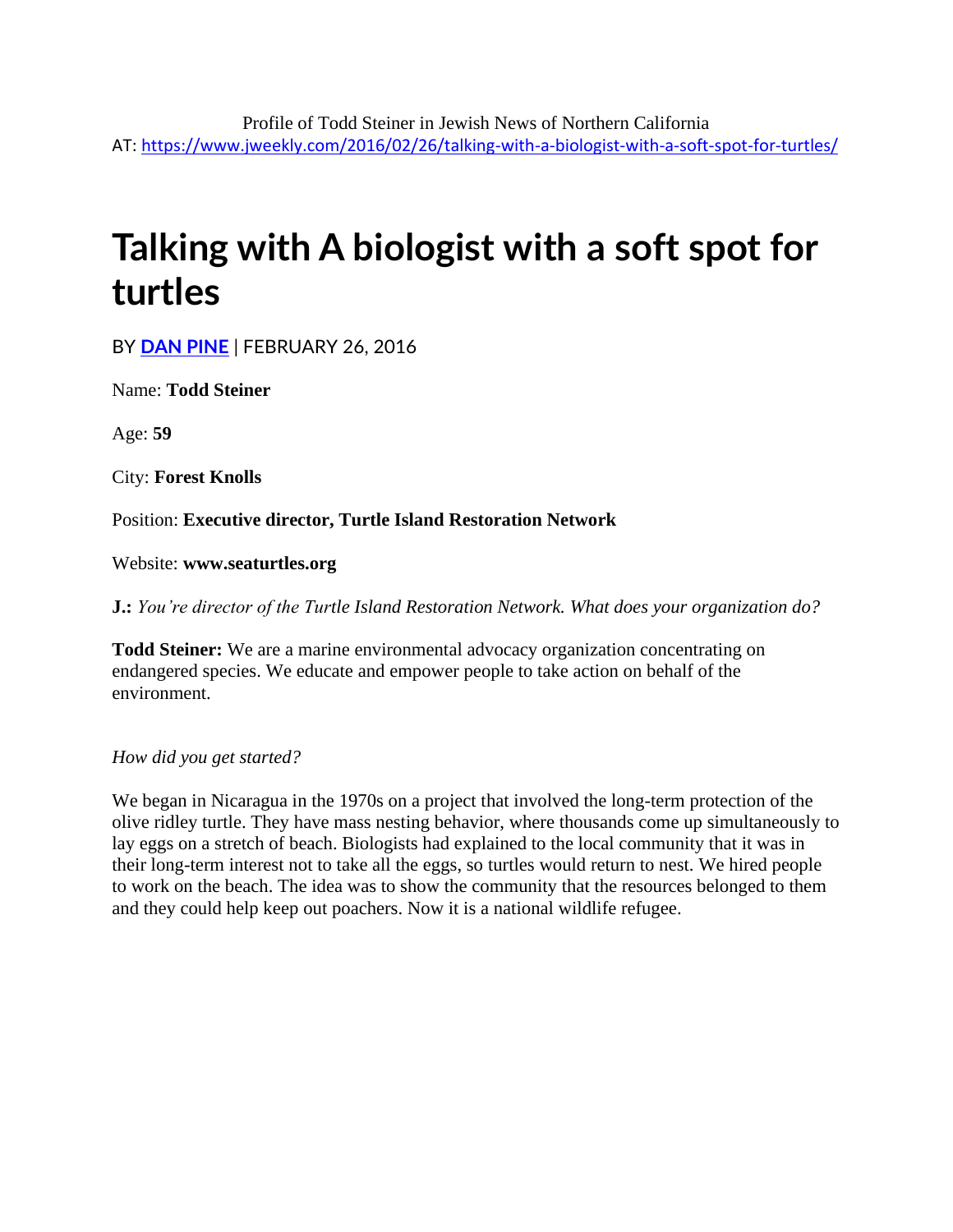Profile of Todd Steiner in Jewish News of Northern California
AT: https://www.jweekly.com/2016/02/26/talking-with-a-biologist-with-a-soft-spot-for-turtles/

# Talking with A biologist with a soft spot for turtles

BY **DAN PINE** | FEBRUARY 26, 2016

Name: **Todd Steiner**

Age: **59**

City: **Forest Knolls**

Position: **Executive director, Turtle Island Restoration Network**

Website: **www.seaturtles.org**

**J.:** *You're director of the Turtle Island Restoration Network. What does your organization do?*

**Todd Steiner:** We are a marine environmental advocacy organization concentrating on endangered species. We educate and empower people to take action on behalf of the environment.

*How did you get started?*

We began in Nicaragua in the 1970s on a project that involved the long-term protection of the olive ridley turtle. They have mass nesting behavior, where thousands come up simultaneously to lay eggs on a stretch of beach. Biologists had explained to the local community that it was in their long-term interest not to take all the eggs, so turtles would return to nest. We hired people to work on the beach. The idea was to show the community that the resources belonged to them and they could help keep out poachers. Now it is a national wildlife refugee.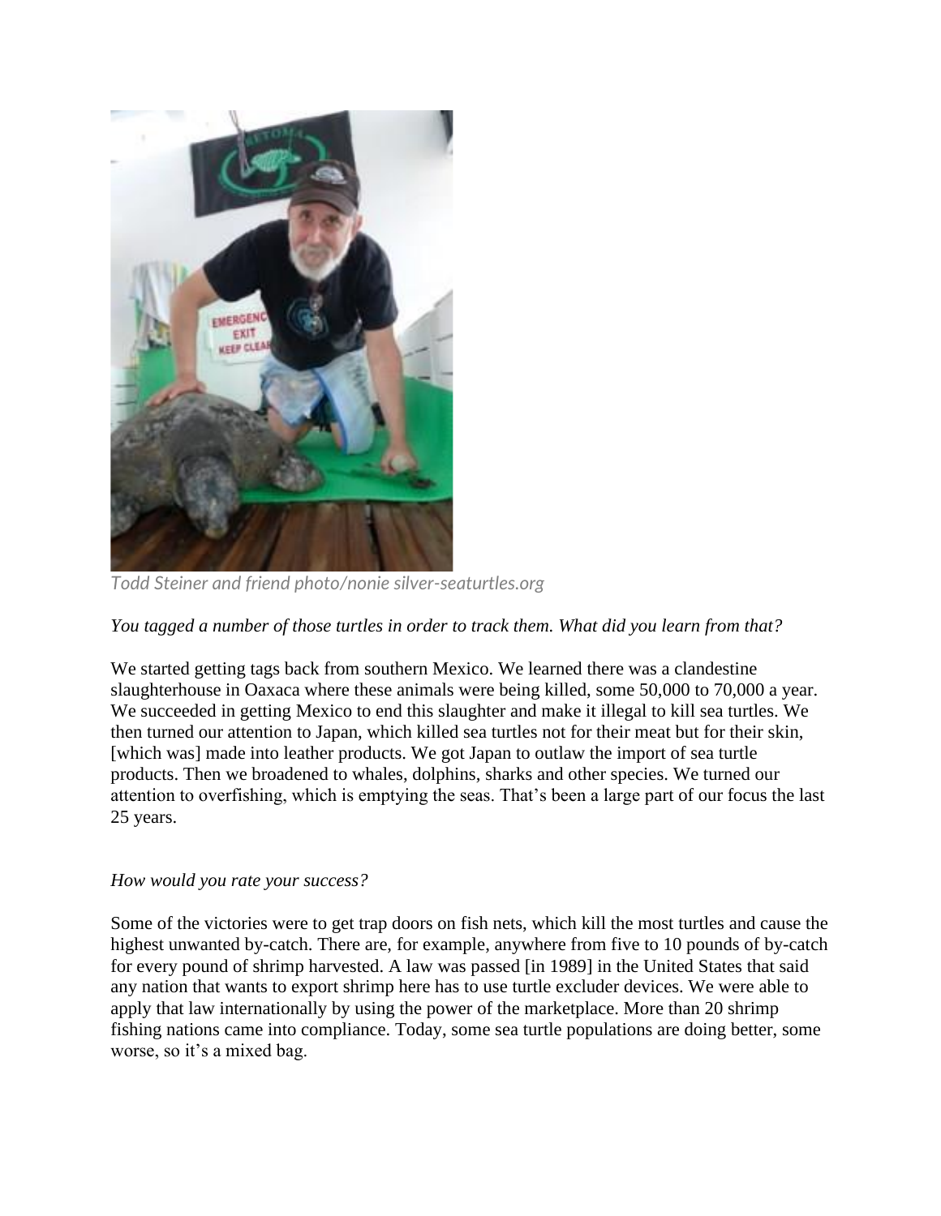*Todd Steiner and friend photo/nonie silver-seaturtles.org*

*You tagged a number of those turtles in order to track them. What did you learn from that?*

We started getting tags back from southern Mexico. We learned there was a clandestine slaughterhouse in Oaxaca where these animals were being killed, some 50,000 to 70,000 a year. We succeeded in getting Mexico to end this slaughter and make it illegal to kill sea turtles. We then turned our attention to Japan, which killed sea turtles not for their meat but for their skin, [which was] made into leather products. We got Japan to outlaw the import of sea turtle products. Then we broadened to whales, dolphins, sharks and other species. We turned our attention to overfishing, which is emptying the seas. That's been a large part of our focus the last 25 years.

*How would you rate your success?*

Some of the victories were to get trap doors on fish nets, which kill the most turtles and cause the highest unwanted by-catch. There are, for example, anywhere from five to 10 pounds of by-catch for every pound of shrimp harvested. A law was passed [in 1989] in the United States that said any nation that wants to export shrimp here has to use turtle excluder devices. We were able to apply that law internationally by using the power of the marketplace. More than 20 shrimp fishing nations came into compliance. Today, some sea turtle populations are doing better, some worse, so it's a mixed bag.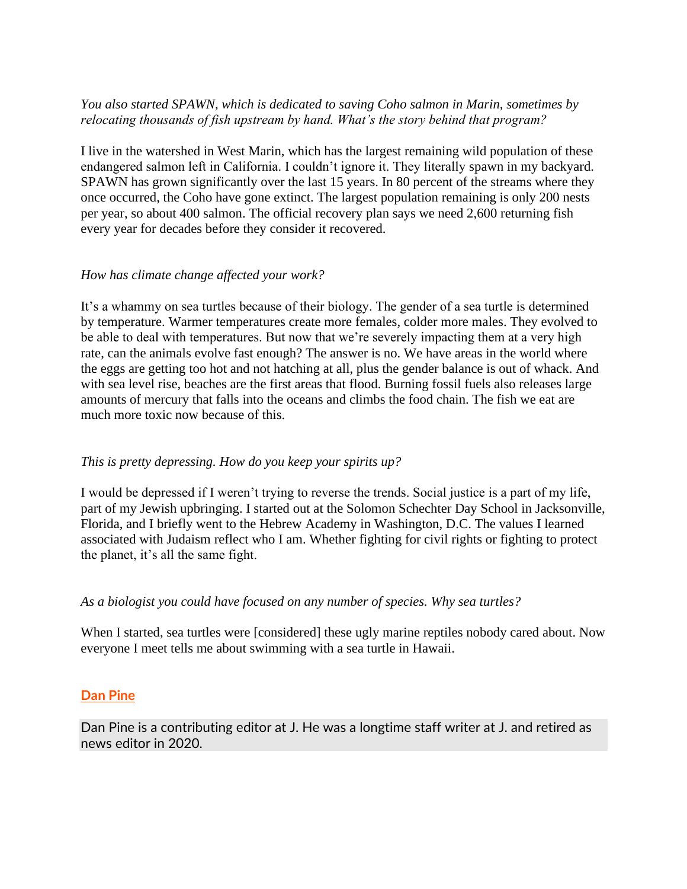*You also started SPAWN, which is dedicated to saving Coho salmon in Marin, sometimes by relocating thousands of fish upstream by hand. What's the story behind that program?*

I live in the watershed in West Marin, which has the largest remaining wild population of these endangered salmon left in California. I couldn't ignore it. They literally spawn in my backyard. SPAWN has grown significantly over the last 15 years. In 80 percent of the streams where they once occurred, the Coho have gone extinct. The largest population remaining is only 200 nests per year, so about 400 salmon. The official recovery plan says we need 2,600 returning fish every year for decades before they consider it recovered.

*How has climate change affected your work?*

It's a whammy on sea turtles because of their biology. The gender of a sea turtle is determined by temperature. Warmer temperatures create more females, colder more males. They evolved to be able to deal with temperatures. But now that we're severely impacting them at a very high rate, can the animals evolve fast enough? The answer is no. We have areas in the world where the eggs are getting too hot and not hatching at all, plus the gender balance is out of whack. And with sea level rise, beaches are the first areas that flood. Burning fossil fuels also releases large amounts of mercury that falls into the oceans and climbs the food chain. The fish we eat are much more toxic now because of this.

*This is pretty depressing. How do you keep your spirits up?*

I would be depressed if I weren't trying to reverse the trends. Social justice is a part of my life, part of my Jewish upbringing. I started out at the Solomon Schechter Day School in Jacksonville, Florida, and I briefly went to the Hebrew Academy in Washington, D.C. The values I learned associated with Judaism reflect who I am. Whether fighting for civil rights or fighting to protect the planet, it's all the same fight.

*As a biologist you could have focused on any number of species. Why sea turtles?*

When I started, sea turtles were [considered] these ugly marine reptiles nobody cared about. Now everyone I meet tells me about swimming with a sea turtle in Hawaii.

**Dan Pine**

Dan Pine is a contributing editor at J. He was a longtime staff writer at J. and retired as news editor in 2020.